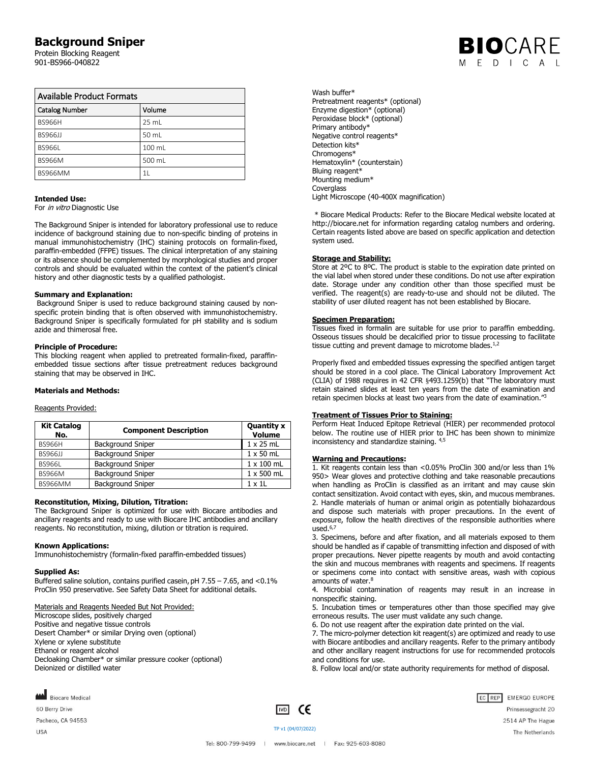# Background Sniper

Protein Blocking Reagent
901-BS966-040822

| Available Product Formats | |
|---|---|
| Catalog Number | Volume |
| BS966H | 25 mL |
| BS966JJ | 50 mL |
| BS966L | 100 mL |
| BS966M | 500 mL |
| BS966MM | 1L |

**Intended Use:**
For *in vitro* Diagnostic Use

The Background Sniper is intended for laboratory professional use to reduce incidence of background staining due to non-specific binding of proteins in manual immunohistochemistry (IHC) staining protocols on formalin-fixed, paraffin-embedded (FFPE) tissues. The clinical interpretation of any staining or its absence should be complemented by morphological studies and proper controls and should be evaluated within the context of the patient's clinical history and other diagnostic tests by a qualified pathologist.

**Summary and Explanation:**
Background Sniper is used to reduce background staining caused by non-specific protein binding that is often observed with immunohistochemistry. Background Sniper is specifically formulated for pH stability and is sodium azide and thimerosal free.

**Principle of Procedure:**
This blocking reagent when applied to pretreated formalin-fixed, paraffin-embedded tissue sections after tissue pretreatment reduces background staining that may be observed in IHC.

**Materials and Methods:**

Reagents Provided:

| Kit Catalog No. | Component Description | Quantity x Volume |
|---|---|---|
| BS966H | Background Sniper | 1 x 25 mL |
| BS966JJ | Background Sniper | 1 x 50 mL |
| BS966L | Background Sniper | 1 x 100 mL |
| BS966M | Background Sniper | 1 x 500 mL |
| BS966MM | Background Sniper | 1 x 1L |

**Reconstitution, Mixing, Dilution, Titration:**
The Background Sniper is optimized for use with Biocare antibodies and ancillary reagents and ready to use with Biocare IHC antibodies and ancillary reagents. No reconstitution, mixing, dilution or titration is required.

**Known Applications:**
Immunohistochemistry (formalin-fixed paraffin-embedded tissues)

**Supplied As:**
Buffered saline solution, contains purified casein, pH 7.55 – 7.65, and <0.1% ProClin 950 preservative. See Safety Data Sheet for additional details.

Materials and Reagents Needed But Not Provided:
Microscope slides, positively charged
Positive and negative tissue controls
Desert Chamber* or similar Drying oven (optional)
Xylene or xylene substitute
Ethanol or reagent alcohol
Decloaking Chamber* or similar pressure cooker (optional)
Deionized or distilled water
Wash buffer*
Pretreatment reagents* (optional)
Enzyme digestion* (optional)
Peroxidase block* (optional)
Primary antibody*
Negative control reagents*
Detection kits*
Chromogens*
Hematoxylin* (counterstain)
Bluing reagent*
Mounting medium*
Coverglass
Light Microscope (40-400X magnification)

\* Biocare Medical Products: Refer to the Biocare Medical website located at http://biocare.net for information regarding catalog numbers and ordering. Certain reagents listed above are based on specific application and detection system used.

**Storage and Stability:**
Store at 2ºC to 8ºC. The product is stable to the expiration date printed on the vial label when stored under these conditions. Do not use after expiration date. Storage under any condition other than those specified must be verified. The reagent(s) are ready-to-use and should not be diluted. The stability of user diluted reagent has not been established by Biocare.

**Specimen Preparation:**
Tissues fixed in formalin are suitable for use prior to paraffin embedding. Osseous tissues should be decalcified prior to tissue processing to facilitate tissue cutting and prevent damage to microtome blades.[1,2]

Properly fixed and embedded tissues expressing the specified antigen target should be stored in a cool place. The Clinical Laboratory Improvement Act (CLIA) of 1988 requires in 42 CFR §493.1259(b) that "The laboratory must retain stained slides at least ten years from the date of examination and retain specimen blocks at least two years from the date of examination."[3]

**Treatment of Tissues Prior to Staining:**
Perform Heat Induced Epitope Retrieval (HIER) per recommended protocol below. The routine use of HIER prior to IHC has been shown to minimize inconsistency and standardize staining.[4,5]

**Warning and Precautions:**
1. Kit reagents contain less than <0.05% ProClin 300 and/or less than 1% 950> Wear gloves and protective clothing and take reasonable precautions when handling as ProClin is classified as an irritant and may cause skin contact sensitization. Avoid contact with eyes, skin, and mucous membranes.
2. Handle materials of human or animal origin as potentially biohazardous and dispose such materials with proper precautions. In the event of exposure, follow the health directives of the responsible authorities where used.[6,7]
3. Specimens, before and after fixation, and all materials exposed to them should be handled as if capable of transmitting infection and disposed of with proper precautions. Never pipette reagents by mouth and avoid contacting the skin and mucous membranes with reagents and specimens. If reagents or specimens come into contact with sensitive areas, wash with copious amounts of water.[8]
4. Microbial contamination of reagents may result in an increase in nonspecific staining.
5. Incubation times or temperatures other than those specified may give erroneous results. The user must validate any such change.
6. Do not use reagent after the expiration date printed on the vial.
7. The micro-polymer detection kit reagent(s) are optimized and ready to use with Biocare antibodies and ancillary reagents. Refer to the primary antibody and other ancillary reagent instructions for use for recommended protocols and conditions for use.
8. Follow local and/or state authority requirements for method of disposal.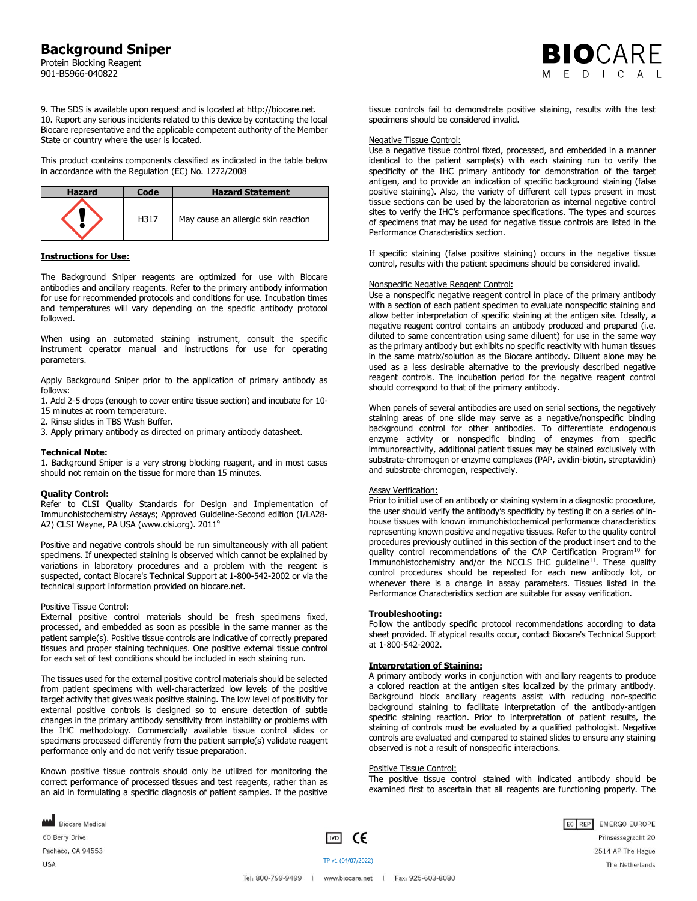9. The SDS is available upon request and is located at http://biocare.net.
10. Report any serious incidents related to this device by contacting the local Biocare representative and the applicable competent authority of the Member State or country where the user is located.

This product contains components classified as indicated in the table below in accordance with the Regulation (EC) No. 1272/2008

| Hazard | Code | Hazard Statement |
|---|---|---|
| | H317 | May cause an allergic skin reaction |

**Instructions for Use:**

The Background Sniper reagents are optimized for use with Biocare antibodies and ancillary reagents. Refer to the primary antibody information for use for recommended protocols and conditions for use. Incubation times and temperatures will vary depending on the specific antibody protocol followed.

When using an automated staining instrument, consult the specific instrument operator manual and instructions for use for operating parameters.

Apply Background Sniper prior to the application of primary antibody as follows:
1. Add 2-5 drops (enough to cover entire tissue section) and incubate for 10-15 minutes at room temperature.
2. Rinse slides in TBS Wash Buffer.
3. Apply primary antibody as directed on primary antibody datasheet.

**Technical Note:**
1. Background Sniper is a very strong blocking reagent, and in most cases should not remain on the tissue for more than 15 minutes.

**Quality Control:**
Refer to CLSI Quality Standards for Design and Implementation of Immunohistochemistry Assays; Approved Guideline-Second edition (I/LA28-A2) CLSI Wayne, PA USA (www.clsi.org). 2011[9]

Positive and negative controls should be run simultaneously with all patient specimens. If unexpected staining is observed which cannot be explained by variations in laboratory procedures and a problem with the reagent is suspected, contact Biocare's Technical Support at 1-800-542-2002 or via the technical support information provided on biocare.net.

Positive Tissue Control:
External positive control materials should be fresh specimens fixed, processed, and embedded as soon as possible in the same manner as the patient sample(s). Positive tissue controls are indicative of correctly prepared tissues and proper staining techniques. One positive external tissue control for each set of test conditions should be included in each staining run.

The tissues used for the external positive control materials should be selected from patient specimens with well-characterized low levels of the positive target activity that gives weak positive staining. The low level of positivity for external positive controls is designed so to ensure detection of subtle changes in the primary antibody sensitivity from instability or problems with the IHC methodology. Commercially available tissue control slides or specimens processed differently from the patient sample(s) validate reagent performance only and do not verify tissue preparation.

Known positive tissue controls should only be utilized for monitoring the correct performance of processed tissues and test reagents, rather than as an aid in formulating a specific diagnosis of patient samples. If the positive tissue controls fail to demonstrate positive staining, results with the test specimens should be considered invalid.

Negative Tissue Control:
Use a negative tissue control fixed, processed, and embedded in a manner identical to the patient sample(s) with each staining run to verify the specificity of the IHC primary antibody for demonstration of the target antigen, and to provide an indication of specific background staining (false positive staining). Also, the variety of different cell types present in most tissue sections can be used by the laboratorian as internal negative control sites to verify the IHC's performance specifications. The types and sources of specimens that may be used for negative tissue controls are listed in the Performance Characteristics section.

If specific staining (false positive staining) occurs in the negative tissue control, results with the patient specimens should be considered invalid.

Nonspecific Negative Reagent Control:
Use a nonspecific negative reagent control in place of the primary antibody with a section of each patient specimen to evaluate nonspecific staining and allow better interpretation of specific staining at the antigen site. Ideally, a negative reagent control contains an antibody produced and prepared (i.e. diluted to same concentration using same diluent) for use in the same way as the primary antibody but exhibits no specific reactivity with human tissues in the same matrix/solution as the Biocare antibody. Diluent alone may be used as a less desirable alternative to the previously described negative reagent controls. The incubation period for the negative reagent control should correspond to that of the primary antibody.

When panels of several antibodies are used on serial sections, the negatively staining areas of one slide may serve as a negative/nonspecific binding background control for other antibodies. To differentiate endogenous enzyme activity or nonspecific binding of enzymes from specific immunoreactivity, additional patient tissues may be stained exclusively with substrate-chromogen or enzyme complexes (PAP, avidin-biotin, streptavidin) and substrate-chromogen, respectively.

Assay Verification:
Prior to initial use of an antibody or staining system in a diagnostic procedure, the user should verify the antibody's specificity by testing it on a series of in-house tissues with known immunohistochemical performance characteristics representing known positive and negative tissues. Refer to the quality control procedures previously outlined in this section of the product insert and to the quality control recommendations of the CAP Certification Program[10] for Immunohistochemistry and/or the NCCLS IHC guideline[11]. These quality control procedures should be repeated for each new antibody lot, or whenever there is a change in assay parameters. Tissues listed in the Performance Characteristics section are suitable for assay verification.

**Troubleshooting:**
Follow the antibody specific protocol recommendations according to data sheet provided. If atypical results occur, contact Biocare's Technical Support at 1-800-542-2002.

**Interpretation of Staining:**
A primary antibody works in conjunction with ancillary reagents to produce a colored reaction at the antigen sites localized by the primary antibody. Background block ancillary reagents assist with reducing non-specific background staining to facilitate interpretation of the antibody-antigen specific staining reaction. Prior to interpretation of patient results, the staining of controls must be evaluated by a qualified pathologist. Negative controls are evaluated and compared to stained slides to ensure any staining observed is not a result of nonspecific interactions.

Positive Tissue Control:
The positive tissue control stained with indicated antibody should be examined first to ascertain that all reagents are functioning properly. The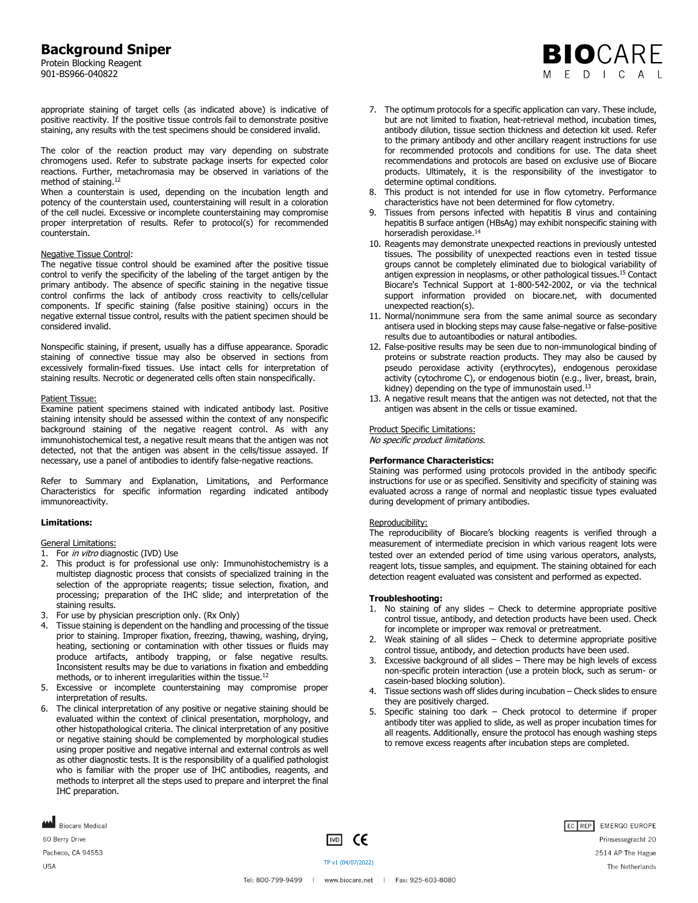appropriate staining of target cells (as indicated above) is indicative of positive reactivity. If the positive tissue controls fail to demonstrate positive staining, any results with the test specimens should be considered invalid.

The color of the reaction product may vary depending on substrate chromogens used. Refer to substrate package inserts for expected color reactions. Further, metachromasia may be observed in variations of the method of staining.[12]
When a counterstain is used, depending on the incubation length and potency of the counterstain used, counterstaining will result in a coloration of the cell nuclei. Excessive or incomplete counterstaining may compromise proper interpretation of results. Refer to protocol(s) for recommended counterstain.

Negative Tissue Control:
The negative tissue control should be examined after the positive tissue control to verify the specificity of the labeling of the target antigen by the primary antibody. The absence of specific staining in the negative tissue control confirms the lack of antibody cross reactivity to cells/cellular components. If specific staining (false positive staining) occurs in the negative external tissue control, results with the patient specimen should be considered invalid.

Nonspecific staining, if present, usually has a diffuse appearance. Sporadic staining of connective tissue may also be observed in sections from excessively formalin-fixed tissues. Use intact cells for interpretation of staining results. Necrotic or degenerated cells often stain nonspecifically.

Patient Tissue:
Examine patient specimens stained with indicated antibody last. Positive staining intensity should be assessed within the context of any nonspecific background staining of the negative reagent control. As with any immunohistochemical test, a negative result means that the antigen was not detected, not that the antigen was absent in the cells/tissue assayed. If necessary, use a panel of antibodies to identify false-negative reactions.

Refer to Summary and Explanation, Limitations, and Performance Characteristics for specific information regarding indicated antibody immunoreactivity.

**Limitations:**

General Limitations:

1. For *in vitro* diagnostic (IVD) Use
2. This product is for professional use only: Immunohistochemistry is a multistep diagnostic process that consists of specialized training in the selection of the appropriate reagents; tissue selection, fixation, and processing; preparation of the IHC slide; and interpretation of the staining results.
3. For use by physician prescription only. (Rx Only)
4. Tissue staining is dependent on the handling and processing of the tissue prior to staining. Improper fixation, freezing, thawing, washing, drying, heating, sectioning or contamination with other tissues or fluids may produce artifacts, antibody trapping, or false negative results. Inconsistent results may be due to variations in fixation and embedding methods, or to inherent irregularities within the tissue.[12]
5. Excessive or incomplete counterstaining may compromise proper interpretation of results.
6. The clinical interpretation of any positive or negative staining should be evaluated within the context of clinical presentation, morphology, and other histopathological criteria. The clinical interpretation of any positive or negative staining should be complemented by morphological studies using proper positive and negative internal and external controls as well as other diagnostic tests. It is the responsibility of a qualified pathologist who is familiar with the proper use of IHC antibodies, reagents, and methods to interpret all the steps used to prepare and interpret the final IHC preparation.
7. The optimum protocols for a specific application can vary. These include, but are not limited to fixation, heat-retrieval method, incubation times, antibody dilution, tissue section thickness and detection kit used. Refer to the primary antibody and other ancillary reagent instructions for use for recommended protocols and conditions for use. The data sheet recommendations and protocols are based on exclusive use of Biocare products. Ultimately, it is the responsibility of the investigator to determine optimal conditions.
8. This product is not intended for use in flow cytometry. Performance characteristics have not been determined for flow cytometry.
9. Tissues from persons infected with hepatitis B virus and containing hepatitis B surface antigen (HBsAg) may exhibit nonspecific staining with horseradish peroxidase.[14]
10. Reagents may demonstrate unexpected reactions in previously untested tissues. The possibility of unexpected reactions even in tested tissue groups cannot be completely eliminated due to biological variability of antigen expression in neoplasms, or other pathological tissues.[15] Contact Biocare's Technical Support at 1-800-542-2002, or via the technical support information provided on biocare.net, with documented unexpected reaction(s).
11. Normal/nonimmune sera from the same animal source as secondary antisera used in blocking steps may cause false-negative or false-positive results due to autoantibodies or natural antibodies.
12. False-positive results may be seen due to non-immunological binding of proteins or substrate reaction products. They may also be caused by pseudo peroxidase activity (erythrocytes), endogenous peroxidase activity (cytochrome C), or endogenous biotin (e.g., liver, breast, brain, kidney) depending on the type of immunostain used.[13]
13. A negative result means that the antigen was not detected, not that the antigen was absent in the cells or tissue examined.

Product Specific Limitations:
*No specific product limitations.*

**Performance Characteristics:**
Staining was performed using protocols provided in the antibody specific instructions for use or as specified. Sensitivity and specificity of staining was evaluated across a range of normal and neoplastic tissue types evaluated during development of primary antibodies.

Reproducibility:
The reproducibility of Biocare's blocking reagents is verified through a measurement of intermediate precision in which various reagent lots were tested over an extended period of time using various operators, analysts, reagent lots, tissue samples, and equipment. The staining obtained for each detection reagent evaluated was consistent and performed as expected.

**Troubleshooting:**

1. No staining of any slides – Check to determine appropriate positive control tissue, antibody, and detection products have been used. Check for incomplete or improper wax removal or pretreatment.
2. Weak staining of all slides – Check to determine appropriate positive control tissue, antibody, and detection products have been used.
3. Excessive background of all slides – There may be high levels of excess non-specific protein interaction (use a protein block, such as serum- or casein-based blocking solution).
4. Tissue sections wash off slides during incubation – Check slides to ensure they are positively charged.
5. Specific staining too dark – Check protocol to determine if proper antibody titer was applied to slide, as well as proper incubation times for all reagents. Additionally, ensure the protocol has enough washing steps to remove excess reagents after incubation steps are completed.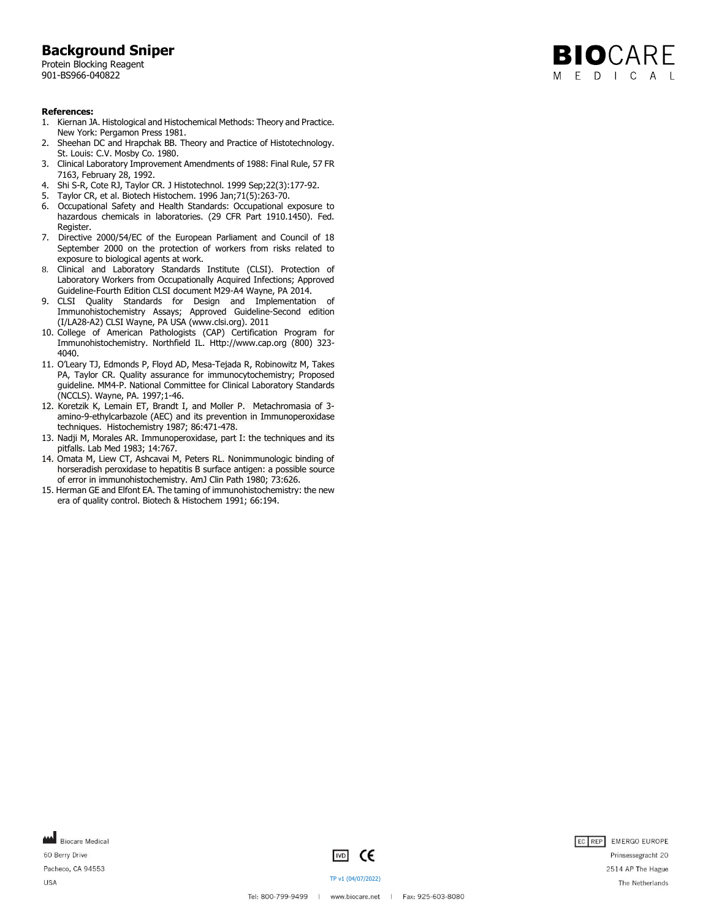**References:**

1. Kiernan JA. Histological and Histochemical Methods: Theory and Practice. New York: Pergamon Press 1981.
2. Sheehan DC and Hrapchak BB. Theory and Practice of Histotechnology. St. Louis: C.V. Mosby Co. 1980.
3. Clinical Laboratory Improvement Amendments of 1988: Final Rule, 57 FR 7163, February 28, 1992.
4. Shi S-R, Cote RJ, Taylor CR. J Histotechnol. 1999 Sep;22(3):177-92.
5. Taylor CR, et al. Biotech Histochem. 1996 Jan;71(5):263-70.
6. Occupational Safety and Health Standards: Occupational exposure to hazardous chemicals in laboratories. (29 CFR Part 1910.1450). Fed. Register.
7. Directive 2000/54/EC of the European Parliament and Council of 18 September 2000 on the protection of workers from risks related to exposure to biological agents at work.
8. Clinical and Laboratory Standards Institute (CLSI). Protection of Laboratory Workers from Occupationally Acquired Infections; Approved Guideline-Fourth Edition CLSI document M29-A4 Wayne, PA 2014.
9. CLSI Quality Standards for Design and Implementation of Immunohistochemistry Assays; Approved Guideline-Second edition (I/LA28-A2) CLSI Wayne, PA USA (www.clsi.org). 2011
10. College of American Pathologists (CAP) Certification Program for Immunohistochemistry. Northfield IL. Http://www.cap.org (800) 323-4040.
11. O'Leary TJ, Edmonds P, Floyd AD, Mesa-Tejada R, Robinowitz M, Takes PA, Taylor CR. Quality assurance for immunocytochemistry; Proposed guideline. MM4-P. National Committee for Clinical Laboratory Standards (NCCLS). Wayne, PA. 1997;1-46.
12. Koretzik K, Lemain ET, Brandt I, and Moller P. Metachromasia of 3-amino-9-ethylcarbazole (AEC) and its prevention in Immunoperoxidase techniques. Histochemistry 1987; 86:471-478.
13. Nadji M, Morales AR. Immunoperoxidase, part I: the techniques and its pitfalls. Lab Med 1983; 14:767.
14. Omata M, Liew CT, Ashcavai M, Peters RL. Nonimmunologic binding of horseradish peroxidase to hepatitis B surface antigen: a possible source of error in immunohistochemistry. AmJ Clin Path 1980; 73:626.
15. Herman GE and Elfont EA. The taming of immunohistochemistry: the new era of quality control. Biotech & Histochem 1991; 66:194.

Biocare Medical
60 Berry Drive
Pacheco, CA 94553
USA

IVD CE

TP v1 (04/07/2022)

EC REP EMERGO EUROPE
Prinsessegracht 20
2514 AP The Hague
The Netherlands

Tel: 800-799-9499 | www.biocare.net | Fax: 925-603-8080